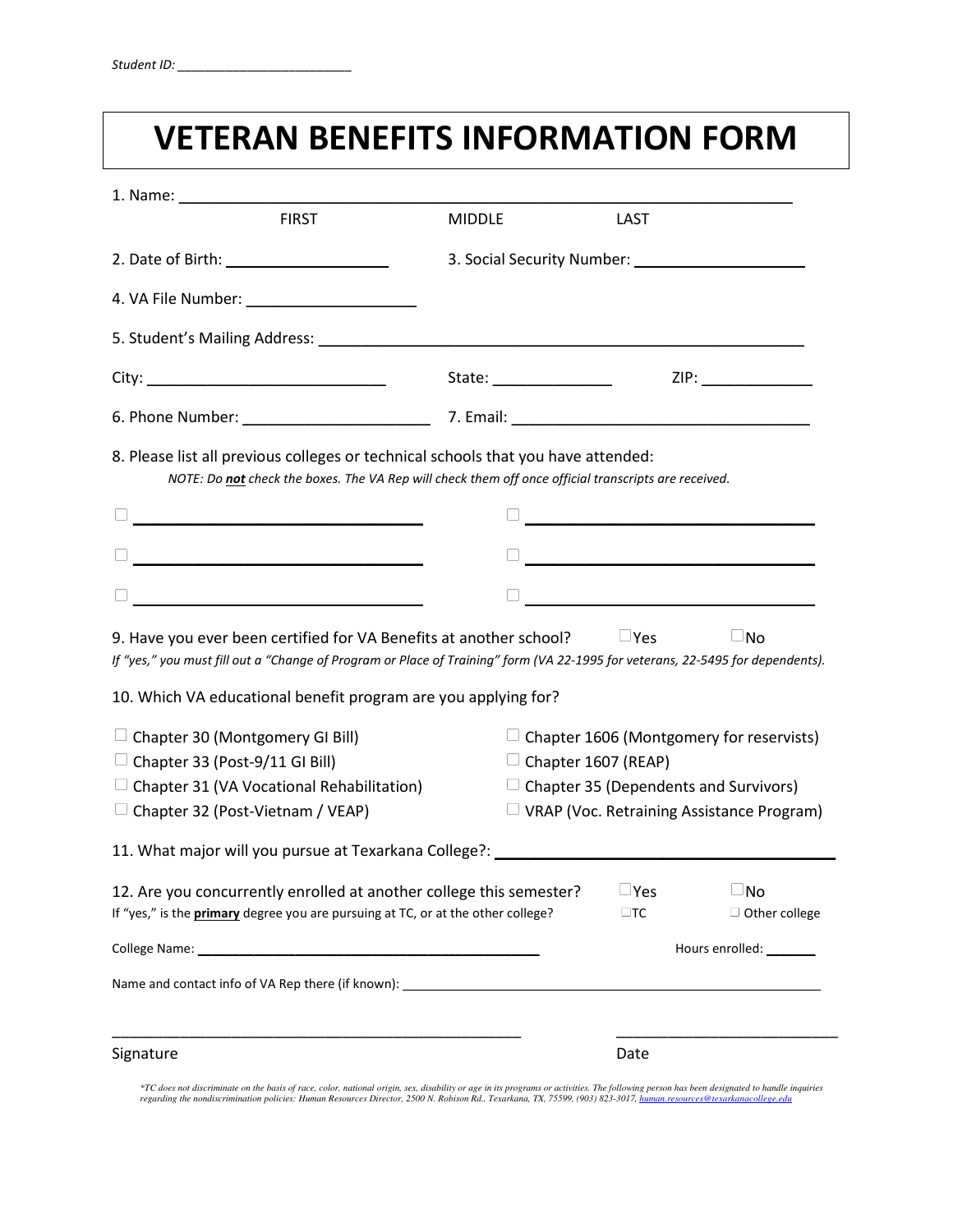Student ID: ________________________

# VETERAN BENEFITS INFORMATION FORM

1. Name: ____________________________________________________________

FIRST MIDDLE LAST

2. Date of Birth: __________________ 3. Social Security Number: __________________

4. VA File Number: __________________

5. Student's Mailing Address: ____________________________________________________

City: __________________________ State: _____________ ZIP: ____________

6. Phone Number: ____________________ 7. Email: ________________________________

8. Please list all previous colleges or technical schools that you have attended:

*NOTE: Do **not** check the boxes. The VA Rep will check them off once official transcripts are received.*

☐ ______________________________ ☐ ______________________________

☐ ______________________________ ☐ ______________________________

☐ ______________________________ ☐ ______________________________

9. Have you ever been certified for VA Benefits at another school? ☐Yes ☐No

*If "yes," you must fill out a "Change of Program or Place of Training" form (VA 22-1995 for veterans, 22-5495 for dependents).*

10. Which VA educational benefit program are you applying for?

☐ Chapter 30 (Montgomery GI Bill)
☐ Chapter 33 (Post-9/11 GI Bill)
☐ Chapter 31 (VA Vocational Rehabilitation)
☐ Chapter 32 (Post-Vietnam / VEAP)
☐ Chapter 1606 (Montgomery for reservists)
☐ Chapter 1607 (REAP)
☐ Chapter 35 (Dependents and Survivors)
☐ VRAP (Voc. Retraining Assistance Program)

11. What major will you pursue at Texarkana College?: ________________________________

12. Are you concurrently enrolled at another college this semester? ☐Yes ☐No

If "yes," is the **primary** degree you are pursuing at TC, or at the other college? ☐TC ☐ Other college

College Name: ________________________________________ Hours enrolled: ______

Name and contact info of VA Rep there (if known): ________________________________________________

______________________________________________ ________________________

Signature Date

*TC does not discriminate on the basis of race, color, national origin, sex, disability or age in its programs or activities. The following person has been designated to handle inquiries regarding the nondiscrimination policies: Human Resources Director, 2500 N. Robison Rd., Texarkana, TX, 75599, (903) 823-3017, human.resources@texarkanacollege.edu*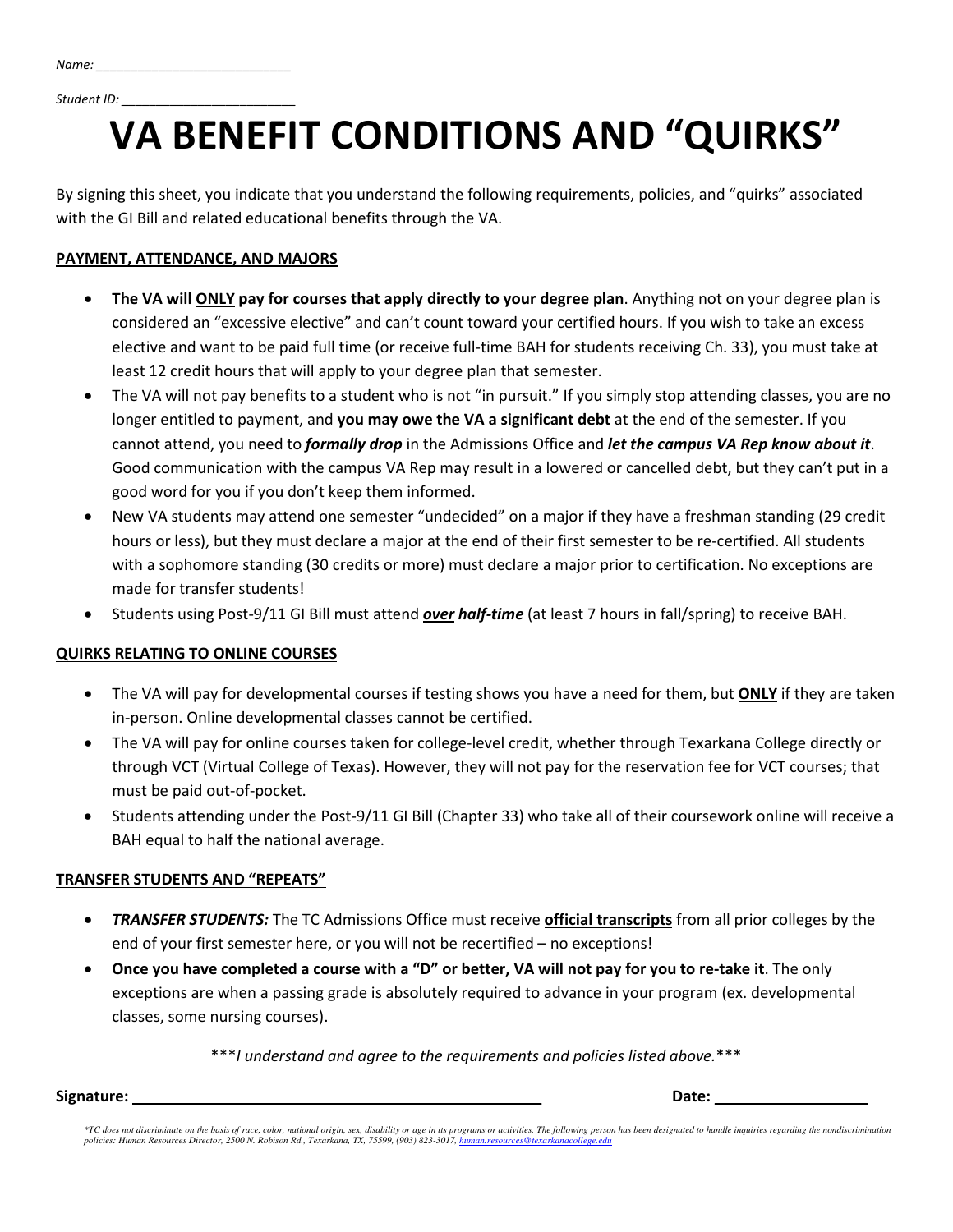Name: ___________________________

Student ID: _______________________

# VA BENEFIT CONDITIONS AND "QUIRKS"

By signing this sheet, you indicate that you understand the following requirements, policies, and "quirks" associated with the GI Bill and related educational benefits through the VA.

**PAYMENT, ATTENDANCE, AND MAJORS**

- **The VA will ONLY pay for courses that apply directly to your degree plan**. Anything not on your degree plan is considered an "excessive elective" and can't count toward your certified hours. If you wish to take an excess elective and want to be paid full time (or receive full-time BAH for students receiving Ch. 33), you must take at least 12 credit hours that will apply to your degree plan that semester.
- The VA will not pay benefits to a student who is not "in pursuit." If you simply stop attending classes, you are no longer entitled to payment, and **you may owe the VA a significant debt** at the end of the semester. If you cannot attend, you need to ***formally drop*** in the Admissions Office and ***let the campus VA Rep know about it***. Good communication with the campus VA Rep may result in a lowered or cancelled debt, but they can't put in a good word for you if you don't keep them informed.
- New VA students may attend one semester "undecided" on a major if they have a freshman standing (29 credit hours or less), but they must declare a major at the end of their first semester to be re-certified. All students with a sophomore standing (30 credits or more) must declare a major prior to certification. No exceptions are made for transfer students!
- Students using Post-9/11 GI Bill must attend ***over half-time*** (at least 7 hours in fall/spring) to receive BAH.

**QUIRKS RELATING TO ONLINE COURSES**

- The VA will pay for developmental courses if testing shows you have a need for them, but **ONLY** if they are taken in-person. Online developmental classes cannot be certified.
- The VA will pay for online courses taken for college-level credit, whether through Texarkana College directly or through VCT (Virtual College of Texas). However, they will not pay for the reservation fee for VCT courses; that must be paid out-of-pocket.
- Students attending under the Post-9/11 GI Bill (Chapter 33) who take all of their coursework online will receive a BAH equal to half the national average.

**TRANSFER STUDENTS AND "REPEATS"**

- ***TRANSFER STUDENTS:*** The TC Admissions Office must receive **official transcripts** from all prior colleges by the end of your first semester here, or you will not be recertified – no exceptions!
- **Once you have completed a course with a "D" or better, VA will not pay for you to re-take it**. The only exceptions are when a passing grade is absolutely required to advance in your program (ex. developmental classes, some nursing courses).

****I understand and agree to the requirements and policies listed above.****

**Signature:** ______________________________ **Date:** ________________

*\*TC does not discriminate on the basis of race, color, national origin, sex, disability or age in its programs or activities. The following person has been designated to handle inquiries regarding the nondiscrimination policies: Human Resources Director, 2500 N. Robison Rd., Texarkana, TX, 75599, (903) 823-3017, human.resources@texarkanacollege.edu*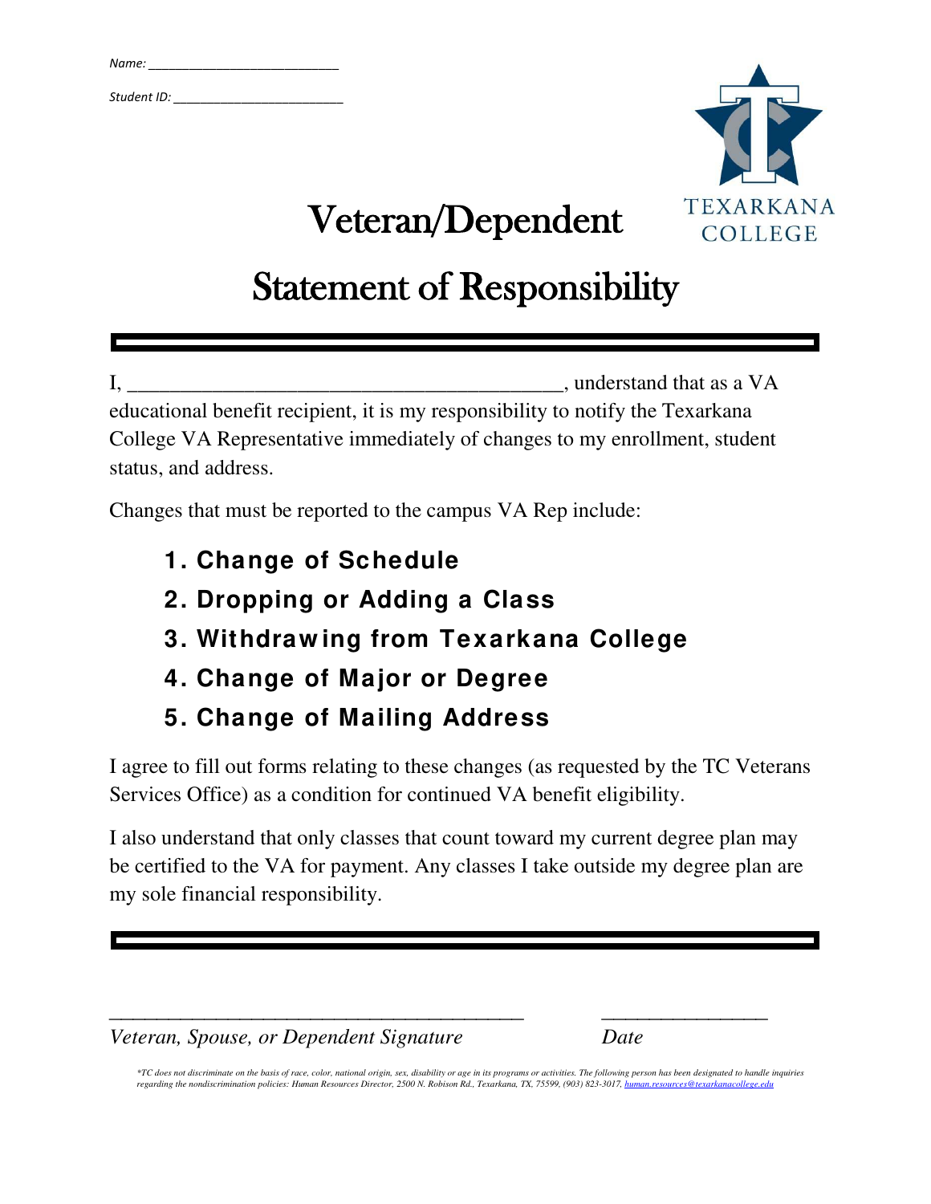Name: ___________________________

Student ID: ________________________

TEXARKANA COLLEGE

# Veteran/Dependent Statement of Responsibility

I, ___________________________________________, understand that as a VA educational benefit recipient, it is my responsibility to notify the Texarkana College VA Representative immediately of changes to my enrollment, student status, and address.

Changes that must be reported to the campus VA Rep include:

1. **Change of Schedule**
2. **Dropping or Adding a Class**
3. **Withdrawing from Texarkana College**
4. **Change of Major or Degree**
5. **Change of Mailing Address**

I agree to fill out forms relating to these changes (as requested by the TC Veterans Services Office) as a condition for continued VA benefit eligibility.

I also understand that only classes that count toward my current degree plan may be certified to the VA for payment. Any classes I take outside my degree plan are my sole financial responsibility.

_____________________________________________ ___________________

*Veteran, Spouse, or Dependent Signature* *Date*

*\*TC does not discriminate on the basis of race, color, national origin, sex, disability or age in its programs or activities. The following person has been designated to handle inquiries regarding the nondiscrimination policies: Human Resources Director, 2500 N. Robison Rd., Texarkana, TX, 75599, (903) 823-3017, human.resources@texarkanacollege.edu*